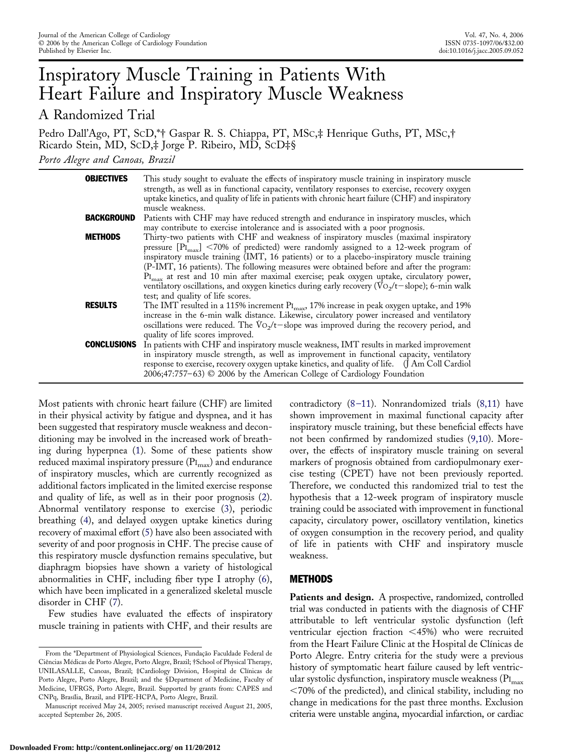# Inspiratory Muscle Training in Patients With Heart Failure and Inspiratory Muscle Weakness

## A Randomized Trial

Pedro Dall'Ago, PT, ScD,*† Gaspar R. S. Chiappa, PT, MSc,‡ Henrique Guths, PT, MSc,† Ricardo Stein, MD, ScD,‡ Jorge P. Ribeiro, MD, ScD‡§

*Porto Alegre and Canoas, Brazil*

**OBJECTIVES** This study sought to evaluate the effects of inspiratory muscle training in inspiratory muscle strength, as well as in functional capacity, ventilatory responses to exercise, recovery oxygen uptake kinetics, and quality of life in patients with chronic heart failure (CHF) and inspiratory muscle weakness.

**BACKGROUND** Patients with CHF may have reduced strength and endurance in inspiratory muscles, which may contribute to exercise intolerance and is associated with a poor prognosis.

**METHODS** Thirty-two patients with CHF and weakness of inspiratory muscles (maximal inspiratory pressure [$PI_{max}$] <70% of predicted) were randomly assigned to a 12-week program of inspiratory muscle training (IMT, 16 patients) or to a placebo-inspiratory muscle training (P-IMT, 16 patients). The following measures were obtained before and after the program: $PI_{max}$ at rest and 10 min after maximal exercise; peak oxygen uptake, circulatory power, ventilatory oscillations, and oxygen kinetics during early recovery ($\dot{V}O_2$/t−slope); 6-min walk test; and quality of life scores.

**RESULTS** The IMT resulted in a 115% increment $PI_{max}$, 17% increase in peak oxygen uptake, and 19% increase in the 6-min walk distance. Likewise, circulatory power increased and ventilatory oscillations were reduced. The $\dot{V}O_2$/t−slope was improved during the recovery period, and quality of life scores improved.

**CONCLUSIONS** In patients with CHF and inspiratory muscle weakness, IMT results in marked improvement in inspiratory muscle strength, as well as improvement in functional capacity, ventilatory response to exercise, recovery oxygen uptake kinetics, and quality of life. (J Am Coll Cardiol 2006;47:757–63) © 2006 by the American College of Cardiology Foundation

Most patients with chronic heart failure (CHF) are limited in their physical activity by fatigue and dyspnea, and it has been suggested that respiratory muscle weakness and deconditioning may be involved in the increased work of breathing during hyperpnea (1). Some of these patients show reduced maximal inspiratory pressure ($PI_{max}$) and endurance of inspiratory muscles, which are currently recognized as additional factors implicated in the limited exercise response and quality of life, as well as in their poor prognosis (2). Abnormal ventilatory response to exercise (3), periodic breathing (4), and delayed oxygen uptake kinetics during recovery of maximal effort (5) have also been associated with severity of and poor prognosis in CHF. The precise cause of this respiratory muscle dysfunction remains speculative, but diaphragm biopsies have shown a variety of histological abnormalities in CHF, including fiber type I atrophy (6), which have been implicated in a generalized skeletal muscle disorder in CHF (7).

Few studies have evaluated the effects of inspiratory muscle training in patients with CHF, and their results are contradictory (8–11). Nonrandomized trials (8,11) have shown improvement in maximal functional capacity after inspiratory muscle training, but these beneficial effects have not been confirmed by randomized studies (9,10). Moreover, the effects of inspiratory muscle training on several markers of prognosis obtained from cardiopulmonary exercise testing (CPET) have not been previously reported. Therefore, we conducted this randomized trial to test the hypothesis that a 12-week program of inspiratory muscle training could be associated with improvement in functional capacity, circulatory power, oscillatory ventilation, kinetics of oxygen consumption in the recovery period, and quality of life in patients with CHF and inspiratory muscle weakness.

## METHODS

**Patients and design.** A prospective, randomized, controlled trial was conducted in patients with the diagnosis of CHF attributable to left ventricular systolic dysfunction (left ventricular ejection fraction <45%) who were recruited from the Heart Failure Clinic at the Hospital de Clínicas de Porto Alegre. Entry criteria for the study were a previous history of symptomatic heart failure caused by left ventricular systolic dysfunction, inspiratory muscle weakness ($PI_{max}$ <70% of the predicted), and clinical stability, including no change in medications for the past three months. Exclusion criteria were unstable angina, myocardial infarction, or cardiac

From the *Department of Physiological Sciences, Fundação Faculdade Federal de Ciências Médicas de Porto Alegre, Porto Alegre, Brazil; †School of Physical Therapy, UNILASALLE, Canoas, Brazil; ‡Cardiology Division, Hospital de Clínicas de Porto Alegre, Porto Alegre, Brazil; and the §Department of Medicine, Faculty of Medicine, UFRGS, Porto Alegre, Brazil. Supported by grants from: CAPES and CNPq, Brasília, Brazil, and FIPE-HCPA, Porto Alegre, Brazil.

Manuscript received May 24, 2005; revised manuscript received August 21, 2005, accepted September 26, 2005.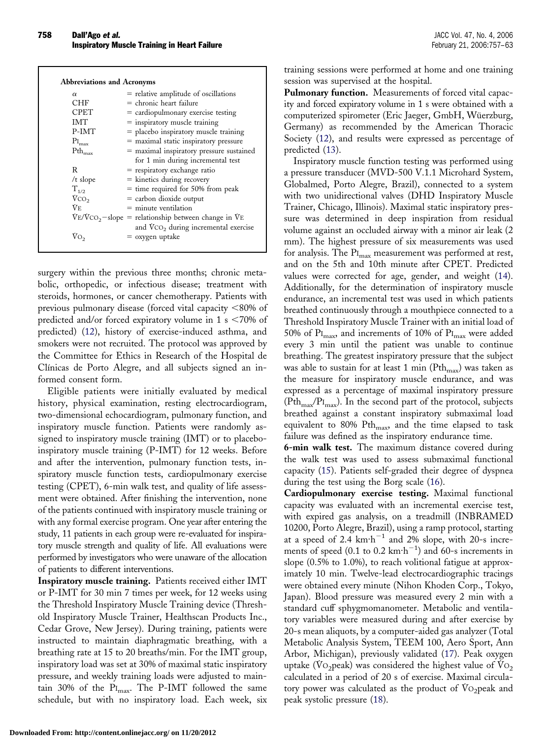**Abbreviations and Acronyms**

| | |
|---|---|
| $\alpha$ | = relative amplitude of oscillations |
| CHF | = chronic heart failure |
| CPET | = cardiopulmonary exercise testing |
| IMT | = inspiratory muscle training |
| P-IMT | = placebo inspiratory muscle training |
| $PI_{max}$ | = maximal static inspiratory pressure |
| $Pth_{max}$ | = maximal inspiratory pressure sustained for 1 min during incremental test |
| R | = respiratory exchange ratio |
| /t slope | = kinetics during recovery |
| $T_{1/2}$ | = time required for 50% from peak |
| $\dot{V}CO_2$ | = carbon dioxide output |
| $\dot{V}E$ | = minute ventilation |
| $\dot{V}E/\dot{V}CO_2$−slope | = relationship between change in $\dot{V}E$ and $\dot{V}CO_2$ during incremental exercise |
| $\dot{V}O_2$ | = oxygen uptake |

surgery within the previous three months; chronic metabolic, orthopedic, or infectious disease; treatment with steroids, hormones, or cancer chemotherapy. Patients with previous pulmonary disease (forced vital capacity <80% of predicted and/or forced expiratory volume in 1 s <70% of predicted) (12), history of exercise-induced asthma, and smokers were not recruited. The protocol was approved by the Committee for Ethics in Research of the Hospital de Clínicas de Porto Alegre, and all subjects signed an informed consent form.

Eligible patients were initially evaluated by medical history, physical examination, resting electrocardiogram, two-dimensional echocardiogram, pulmonary function, and inspiratory muscle function. Patients were randomly assigned to inspiratory muscle training (IMT) or to placebo-inspiratory muscle training (P-IMT) for 12 weeks. Before and after the intervention, pulmonary function tests, inspiratory muscle function tests, cardiopulmonary exercise testing (CPET), 6-min walk test, and quality of life assessment were obtained. After finishing the intervention, none of the patients continued with inspiratory muscle training or with any formal exercise program. One year after entering the study, 11 patients in each group were re-evaluated for inspiratory muscle strength and quality of life. All evaluations were performed by investigators who were unaware of the allocation of patients to different interventions.

**Inspiratory muscle training.** Patients received either IMT or P-IMT for 30 min 7 times per week, for 12 weeks using the Threshold Inspiratory Muscle Training device (Threshold Inspiratory Muscle Trainer, Healthscan Products Inc., Cedar Grove, New Jersey). During training, patients were instructed to maintain diaphragmatic breathing, with a breathing rate at 15 to 20 breaths/min. For the IMT group, inspiratory load was set at 30% of maximal static inspiratory pressure, and weekly training loads were adjusted to maintain 30% of the $PI_{max}$. The P-IMT followed the same schedule, but with no inspiratory load. Each week, six training sessions were performed at home and one training session was supervised at the hospital.

**Pulmonary function.** Measurements of forced vital capacity and forced expiratory volume in 1 s were obtained with a computerized spirometer (Eric Jaeger, GmbH, Wüerzburg, Germany) as recommended by the American Thoracic Society (12), and results were expressed as percentage of predicted (13).

Inspiratory muscle function testing was performed using a pressure transducer (MVD-500 V.1.1 Microhard System, Globalmed, Porto Alegre, Brazil), connected to a system with two unidirectional valves (DHD Inspiratory Muscle Trainer, Chicago, Illinois). Maximal static inspiratory pressure was determined in deep inspiration from residual volume against an occluded airway with a minor air leak (2 mm). The highest pressure of six measurements was used for analysis. The $PI_{max}$ measurement was performed at rest, and on the 5th and 10th minute after CPET. Predicted values were corrected for age, gender, and weight (14). Additionally, for the determination of inspiratory muscle endurance, an incremental test was used in which patients breathed continuously through a mouthpiece connected to a Threshold Inspiratory Muscle Trainer with an initial load of 50% of $PI_{max}$, and increments of 10% of $PI_{max}$ were added every 3 min until the patient was unable to continue breathing. The greatest inspiratory pressure that the subject was able to sustain for at least 1 min ($Pth_{max}$) was taken as the measure for inspiratory muscle endurance, and was expressed as a percentage of maximal inspiratory pressure ($Pth_{max}/PI_{max}$). In the second part of the protocol, subjects breathed against a constant inspiratory submaximal load equivalent to 80% $Pth_{max}$, and the time elapsed to task failure was defined as the inspiratory endurance time.

**6-min walk test.** The maximum distance covered during the walk test was used to assess submaximal functional capacity (15). Patients self-graded their degree of dyspnea during the test using the Borg scale (16).

**Cardiopulmonary exercise testing.** Maximal functional capacity was evaluated with an incremental exercise test, with expired gas analysis, on a treadmill (INBRAMED 10200, Porto Alegre, Brazil), using a ramp protocol, starting at a speed of 2.4 $km \cdot h^{-1}$ and 2% slope, with 20-s increments of speed (0.1 to 0.2 $km \cdot h^{-1}$) and 60-s increments in slope (0.5% to 1.0%), to reach volitional fatigue at approximately 10 min. Twelve-lead electrocardiographic tracings were obtained every minute (Nihon Khoden Corp., Tokyo, Japan). Blood pressure was measured every 2 min with a standard cuff sphygmomanometer. Metabolic and ventilatory variables were measured during and after exercise by 20-s mean aliquots, by a computer-aided gas analyzer (Total Metabolic Analysis System, TEEM 100, Aero Sport, Ann Arbor, Michigan), previously validated (17). Peak oxygen uptake ($\dot{V}O_2$peak) was considered the highest value of $\dot{V}O_2$ calculated in a period of 20 s of exercise. Maximal circulatory power was calculated as the product of $\dot{V}O_2$peak and peak systolic pressure (18).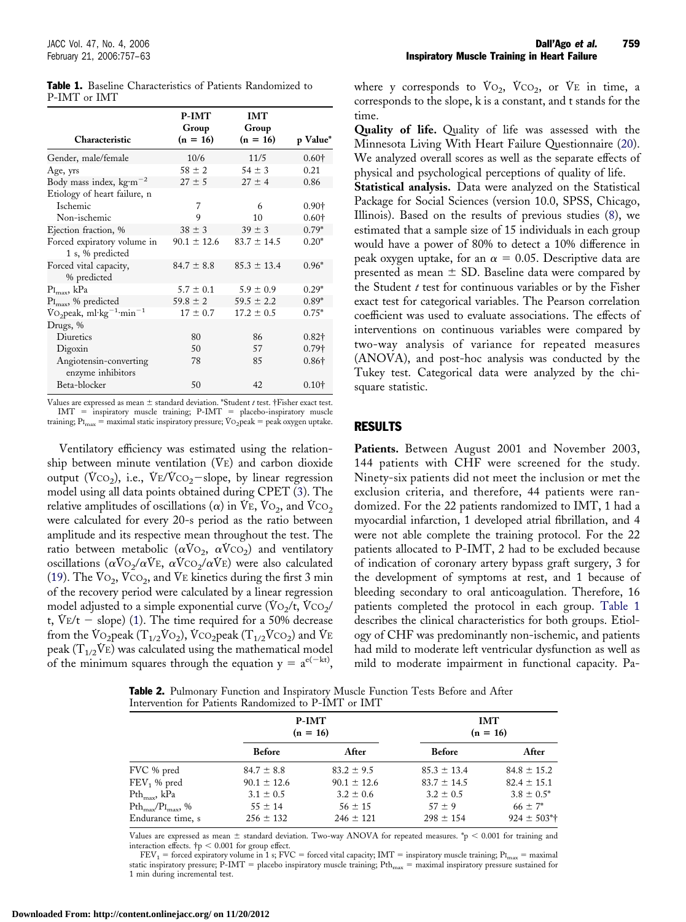**Table 1.** Baseline Characteristics of Patients Randomized to P-IMT or IMT

| Characteristic | P-IMT Group (n = 16) | IMT Group (n = 16) | p Value* |
|---|---|---|---|
| Gender, male/female | 10/6 | 11/5 | 0.60† |
| Age, yrs | 58 ± 2 | 54 ± 3 | 0.21 |
| Body mass index, $kg \cdot m^{-2}$ | 27 ± 5 | 27 ± 4 | 0.86 |
| Etiology of heart failure, n | | | |
| Ischemic | 7 | 6 | 0.90† |
| Non-ischemic | 9 | 10 | 0.60† |
| Ejection fraction, % | 38 ± 3 | 39 ± 3 | 0.79* |
| Forced expiratory volume in 1 s, % predicted | 90.1 ± 12.6 | 83.7 ± 14.5 | 0.20* |
| Forced vital capacity, % predicted | 84.7 ± 8.8 | 85.3 ± 13.4 | 0.96* |
| $PI_{max}$, kPa | 5.7 ± 0.1 | 5.9 ± 0.9 | 0.29* |
| $PI_{max}$, % predicted | 59.8 ± 2 | 59.5 ± 2.2 | 0.89* |
| $\dot{V}O_2$peak, $ml \cdot kg^{-1} \cdot min^{-1}$ | 17 ± 0.7 | 17.2 ± 0.5 | 0.75* |
| Drugs, % | | | |
| Diuretics | 80 | 86 | 0.82† |
| Digoxin | 50 | 57 | 0.79† |
| Angiotensin-converting enzyme inhibitors | 78 | 85 | 0.86† |
| Beta-blocker | 50 | 42 | 0.10† |

Values are expressed as mean ± standard deviation. *Student *t* test. †Fisher exact test. IMT = inspiratory muscle training; P-IMT = placebo-inspiratory muscle training; $PI_{max}$ = maximal static inspiratory pressure; $\dot{V}O_2$peak = peak oxygen uptake.

Ventilatory efficiency was estimated using the relationship between minute ventilation ($\dot{V}E$) and carbon dioxide output ($\dot{V}CO_2$), i.e., $\dot{V}E/\dot{V}CO_2$−slope, by linear regression model using all data points obtained during CPET (3). The relative amplitudes of oscillations ($\alpha$) in $\dot{V}E$, $\dot{V}O_2$, and $\dot{V}CO_2$ were calculated for every 20-s period as the ratio between amplitude and its respective mean throughout the test. The ratio between metabolic ($\alpha\dot{V}O_2$, $\alpha\dot{V}CO_2$) and ventilatory oscillations ($\alpha\dot{V}O_2/\alpha\dot{V}E$, $\alpha\dot{V}CO_2/\alpha\dot{V}E$) were also calculated (19). The $\dot{V}O_2$, $\dot{V}CO_2$, and $\dot{V}E$ kinetics during the first 3 min of the recovery period were calculated by a linear regression model adjusted to a simple exponential curve ($\dot{V}O_2$/t, $\dot{V}CO_2$/t, $\dot{V}E$/t − slope) (1). The time required for a 50% decrease from the $\dot{V}O_2$peak ($T_{1/2}\dot{V}O_2$), $\dot{V}CO_2$peak ($T_{1/2}\dot{V}CO_2$) and $\dot{V}E$ peak ($T_{1/2}\dot{V}E$) was calculated using the mathematical model of the minimum squares through the equation $y = a^{e(-kt)}$, where y corresponds to $\dot{V}O_2$, $\dot{V}CO_2$, or $\dot{V}E$ in time, a corresponds to the slope, k is a constant, and t stands for the time.

**Quality of life.** Quality of life was assessed with the Minnesota Living With Heart Failure Questionnaire (20). We analyzed overall scores as well as the separate effects of physical and psychological perceptions of quality of life.

**Statistical analysis.** Data were analyzed on the Statistical Package for Social Sciences (version 10.0, SPSS, Chicago, Illinois). Based on the results of previous studies (8), we estimated that a sample size of 15 individuals in each group would have a power of 80% to detect a 10% difference in peak oxygen uptake, for an $\alpha = 0.05$. Descriptive data are presented as mean ± SD. Baseline data were compared by the Student *t* test for continuous variables or by the Fisher exact test for categorical variables. The Pearson correlation coefficient was used to evaluate associations. The effects of interventions on continuous variables were compared by two-way analysis of variance for repeated measures (ANOVA), and post-hoc analysis was conducted by the Tukey test. Categorical data were analyzed by the chi-square statistic.

## RESULTS

**Patients.** Between August 2001 and November 2003, 144 patients with CHF were screened for the study. Ninety-six patients did not meet the inclusion or met the exclusion criteria, and therefore, 44 patients were randomized. For the 22 patients randomized to IMT, 1 had a myocardial infarction, 1 developed atrial fibrillation, and 4 were not able complete the training protocol. For the 22 patients allocated to P-IMT, 2 had to be excluded because of indication of coronary artery bypass graft surgery, 3 for the development of symptoms at rest, and 1 because of bleeding secondary to oral anticoagulation. Therefore, 16 patients completed the protocol in each group. Table 1 describes the clinical characteristics for both groups. Etiology of CHF was predominantly non-ischemic, and patients had mild to moderate left ventricular dysfunction as well as mild to moderate impairment in functional capacity. Pa-

**Table 2.** Pulmonary Function and Inspiratory Muscle Function Tests Before and After Intervention for Patients Randomized to P-IMT or IMT

| | P-IMT (n = 16) | | IMT (n = 16) | |
|---|---|---|---|---|
| | Before | After | Before | After |
| FVC % pred | 84.7 ± 8.8 | 83.2 ± 9.5 | 85.3 ± 13.4 | 84.8 ± 15.2 |
| $FEV_1$ % pred | 90.1 ± 12.6 | 90.1 ± 12.6 | 83.7 ± 14.5 | 82.4 ± 15.1 |
| $Pth_{max}$, kPa | 3.1 ± 0.5 | 3.2 ± 0.6 | 3.2 ± 0.5 | 3.8 ± 0.5* |
| $Pth_{max}/PI_{max}$, % | 55 ± 14 | 56 ± 15 | 57 ± 9 | 66 ± 7* |
| Endurance time, s | 256 ± 132 | 246 ± 121 | 298 ± 154 | 924 ± 503*† |

Values are expressed as mean ± standard deviation. Two-way ANOVA for repeated measures. *$p < 0.001$ for training and interaction effects. †$p < 0.001$ for group effect.

$FEV_1$ = forced expiratory volume in 1 s; FVC = forced vital capacity; IMT = inspiratory muscle training; $PI_{max}$ = maximal static inspiratory pressure; P-IMT = placebo inspiratory muscle training; $Pth_{max}$ = maximal inspiratory pressure sustained for 1 min during incremental test.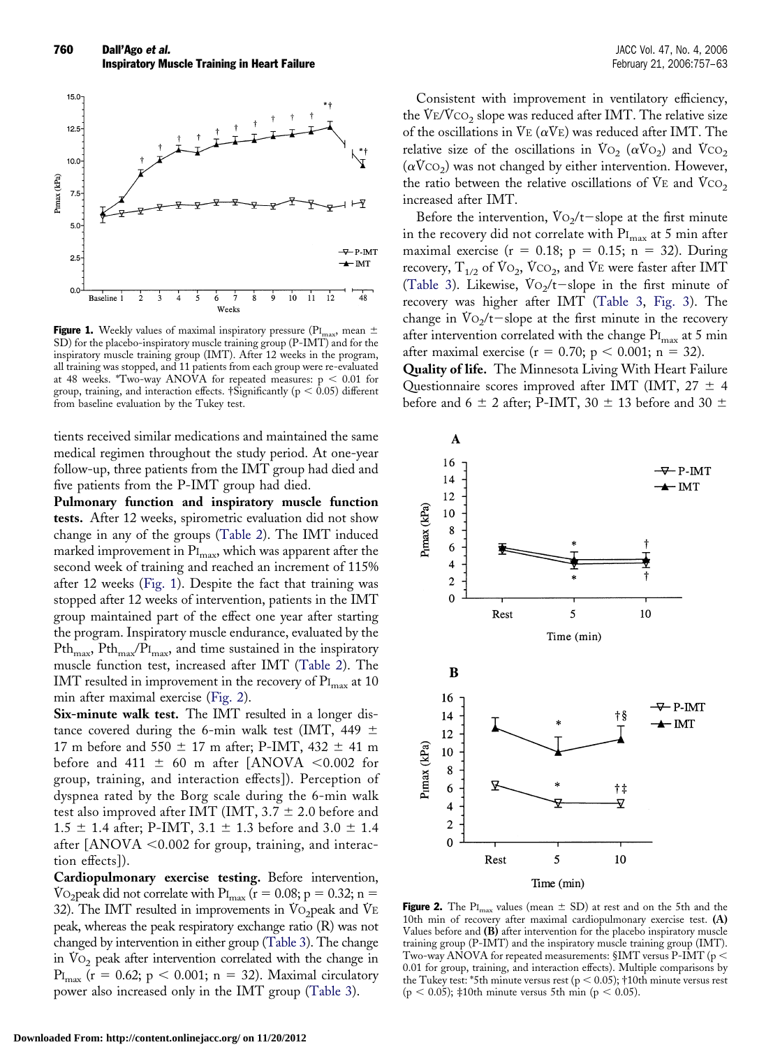**Figure 1.** Weekly values of maximal inspiratory pressure ($PI_{max}$, mean ± SD) for the placebo-inspiratory muscle training group (P-IMT) and for the inspiratory muscle training group (IMT). After 12 weeks in the program, all training was stopped, and 11 patients from each group were re-evaluated at 48 weeks. *Two-way ANOVA for repeated measures: $p < 0.01$ for group, training, and interaction effects. †Significantly ($p < 0.05$) different from baseline evaluation by the Tukey test.

tients received similar medications and maintained the same medical regimen throughout the study period. At one-year follow-up, three patients from the IMT group had died and five patients from the P-IMT group had died.

**Pulmonary function and inspiratory muscle function tests.** After 12 weeks, spirometric evaluation did not show change in any of the groups (Table 2). The IMT induced marked improvement in $PI_{max}$, which was apparent after the second week of training and reached an increment of 115% after 12 weeks (Fig. 1). Despite the fact that training was stopped after 12 weeks of intervention, patients in the IMT group maintained part of the effect one year after starting the program. Inspiratory muscle endurance, evaluated by the $Pth_{max}$, $Pth_{max}/PI_{max}$, and time sustained in the inspiratory muscle function test, increased after IMT (Table 2). The IMT resulted in improvement in the recovery of $PI_{max}$ at 10 min after maximal exercise (Fig. 2).

**Six-minute walk test.** The IMT resulted in a longer distance covered during the 6-min walk test (IMT, 449 ± 17 m before and 550 ± 17 m after; P-IMT, 432 ± 41 m before and 411 ± 60 m after [ANOVA <0.002 for group, training, and interaction effects]). Perception of dyspnea rated by the Borg scale during the 6-min walk test also improved after IMT (IMT, 3.7 ± 2.0 before and 1.5 ± 1.4 after; P-IMT, 3.1 ± 1.3 before and 3.0 ± 1.4 after [ANOVA <0.002 for group, training, and interaction effects]).

**Cardiopulmonary exercise testing.** Before intervention, $\dot{V}O_2$peak did not correlate with $PI_{max}$ ($r = 0.08$; $p = 0.32$; $n = 32$). The IMT resulted in improvements in $\dot{V}O_2$peak and $\dot{V}E$ peak, whereas the peak respiratory exchange ratio (R) was not changed by intervention in either group (Table 3). The change in $\dot{V}O_2$ peak after intervention correlated with the change in $PI_{max}$ ($r = 0.62$; $p < 0.001$; $n = 32$). Maximal circulatory power also increased only in the IMT group (Table 3).

Consistent with improvement in ventilatory efficiency, the $\dot{V}E/\dot{V}CO_2$ slope was reduced after IMT. The relative size of the oscillations in $\dot{V}E$ ($\alpha\dot{V}E$) was reduced after IMT. The relative size of the oscillations in $\dot{V}O_2$ ($\alpha\dot{V}O_2$) and $\dot{V}CO_2$ ($\alpha\dot{V}CO_2$) was not changed by either intervention. However, the ratio between the relative oscillations of $\dot{V}E$ and $\dot{V}CO_2$ increased after IMT.

Before the intervention, $\dot{V}O_2$/t−slope at the first minute in the recovery did not correlate with $PI_{max}$ at 5 min after maximal exercise ($r = 0.18$; $p = 0.15$; $n = 32$). During recovery, $T_{1/2}$ of $\dot{V}O_2$, $\dot{V}CO_2$, and $\dot{V}E$ were faster after IMT (Table 3). Likewise, $\dot{V}O_2$/t−slope in the first minute of recovery was higher after IMT (Table 3, Fig. 3). The change in $\dot{V}O_2$/t−slope at the first minute in the recovery after intervention correlated with the change $PI_{max}$ at 5 min after maximal exercise ($r = 0.70$; $p < 0.001$; $n = 32$).

**Quality of life.** The Minnesota Living With Heart Failure Questionnaire scores improved after IMT (IMT, 27 ± 4 before and 6 ± 2 after; P-IMT, 30 ± 13 before and 30 ±

**Figure 2.** The $PI_{max}$ values (mean ± SD) at rest and on the 5th and the 10th min of recovery after maximal cardiopulmonary exercise test. **(A)** Values before and **(B)** after intervention for the placebo inspiratory muscle training group (P-IMT) and the inspiratory muscle training group (IMT). Two-way ANOVA for repeated measurements: §IMT versus P-IMT ($p < 0.01$ for group, training, and interaction effects). Multiple comparisons by the Tukey test: *5th minute versus rest ($p < 0.05$); †10th minute versus rest ($p < 0.05$); ‡10th minute versus 5th min ($p < 0.05$).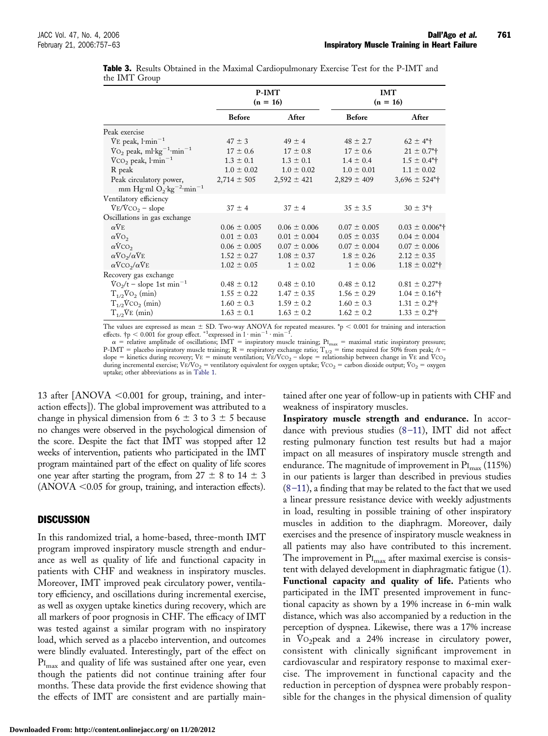**Table 3.** Results Obtained in the Maximal Cardiopulmonary Exercise Test for the P-IMT and the IMT Group

| | P-IMT (n = 16) | | IMT (n = 16) | |
|---|---|---|---|---|
| | Before | After | Before | After |
| Peak exercise | | | | |
| $\dot{V}E$ peak, $l \cdot min^{-1}$ | 47 ± 3 | 49 ± 4 | 48 ± 2.7 | 62 ± 4*† |
| $\dot{V}O_2$ peak, $ml \cdot kg^{-1} \cdot min^{-1}$ | 17 ± 0.6 | 17 ± 0.8 | 17 ± 0.6 | 21 ± 0.7*† |
| $\dot{V}CO_2$ peak, $l \cdot min^{-1}$ | 1.3 ± 0.1 | 1.3 ± 0.1 | 1.4 ± 0.4 | 1.5 ± 0.4*† |
| R peak | 1.0 ± 0.02 | 1.0 ± 0.02 | 1.0 ± 0.01 | 1.1 ± 0.02 |
| Peak circulatory power, mm Hg·ml $O_2 \cdot kg^{-2} \cdot min^{-1}$ | 2,714 ± 505 | 2,592 ± 421 | 2,829 ± 409 | 3,696 ± 524*† |
| Ventilatory efficiency | | | | |
| $\dot{V}E/\dot{V}CO_2$ – slope | 37 ± 4 | 37 ± 4 | 35 ± 3.5 | 30 ± 3*† |
| Oscillations in gas exchange | | | | |
| $\alpha\dot{V}E$ | 0.06 ± 0.005 | 0.06 ± 0.006 | 0.07 ± 0.005 | 0.03 ± 0.006*† |
| $\alpha\dot{V}O_2$ | 0.01 ± 0.03 | 0.01 ± 0.004 | 0.05 ± 0.035 | 0.04 ± 0.004 |
| $\alpha\dot{V}CO_2$ | 0.06 ± 0.005 | 0.07 ± 0.006 | 0.07 ± 0.004 | 0.07 ± 0.006 |
| $\alpha\dot{V}O_2/\alpha\dot{V}E$ | 1.52 ± 0.27 | 1.08 ± 0.37 | 1.8 ± 0.26 | 2.12 ± 0.35 |
| $\alpha\dot{V}CO_2/\alpha\dot{V}E$ | 1.02 ± 0.05 | 1 ± 0.02 | 1 ± 0.06 | 1.18 ± 0.02*† |
| Recovery gas exchange | | | | |
| $\dot{V}O_2/t$ – slope 1st $min^{-1}$ | 0.48 ± 0.12 | 0.48 ± 0.10 | 0.48 ± 0.12 | 0.81 ± 0.27*† |
| $T_{1/2}\dot{V}O_2$ (min) | 1.55 ± 0.22 | 1.47 ± 0.35 | 1.56 ± 0.29 | 1.04 ± 0.16*† |
| $T_{1/2}\dot{V}CO_2$ (min) | 1.60 ± 0.3 | 1.59 ± 0.2 | 1.60 ± 0.3 | 1.31 ± 0.2*† |
| $T_{1/2}\dot{V}E$ (min) | 1.63 ± 0.1 | 1.63 ± 0.2 | 1.62 ± 0.2 | 1.33 ± 0.2*† |

The values are expressed as mean ± SD. Two-way ANOVA for repeated measures. *$p < 0.001$ for training and interaction effects. †$p < 0.001$ for group effect. $^{-1}$expressed in $l \cdot min^{-1} \cdot min^{-1}$.

$\alpha$ = relative amplitude of oscillations; IMT = inspiratory muscle training; $PI_{max}$ = maximal static inspiratory pressure; P-IMT = placebo inspiratory muscle training; R = respiratory exchange ratio; $T_{1/2}$ = time required for 50% from peak; /t – slope = kinetics during recovery; $\dot{V}E$ = minute ventilation; $\dot{V}E/\dot{V}CO_2$ – slope = relationship between change in $\dot{V}E$ and $\dot{V}CO_2$ during incremental exercise; $\dot{V}E/\dot{V}O_2$ = ventilatory equivalent for oxygen uptake; $\dot{V}CO_2$ = carbon dioxide output; $\dot{V}O_2$ = oxygen uptake; other abbreviations as in Table 1.

13 after [ANOVA <0.001 for group, training, and interaction effects]). The global improvement was attributed to a change in physical dimension from 6 ± 3 to 3 ± 5 because no changes were observed in the psychological dimension of the score. Despite the fact that IMT was stopped after 12 weeks of intervention, patients who participated in the IMT program maintained part of the effect on quality of life scores one year after starting the program, from 27 ± 8 to 14 ± 3 (ANOVA <0.05 for group, training, and interaction effects).

## DISCUSSION

In this randomized trial, a home-based, three-month IMT program improved inspiratory muscle strength and endurance as well as quality of life and functional capacity in patients with CHF and weakness in inspiratory muscles. Moreover, IMT improved peak circulatory power, ventilatory efficiency, and oscillations during incremental exercise, as well as oxygen uptake kinetics during recovery, which are all markers of poor prognosis in CHF. The efficacy of IMT was tested against a similar program with no inspiratory load, which served as a placebo intervention, and outcomes were blindly evaluated. Interestingly, part of the effect on $PI_{max}$ and quality of life was sustained after one year, even though the patients did not continue training after four months. These data provide the first evidence showing that the effects of IMT are consistent and are partially maintained after one year of follow-up in patients with CHF and weakness of inspiratory muscles.

**Inspiratory muscle strength and endurance.** In accordance with previous studies (8–11), IMT did not affect resting pulmonary function test results but had a major impact on all measures of inspiratory muscle strength and endurance. The magnitude of improvement in $PI_{max}$ (115%) in our patients is larger than described in previous studies (8–11), a finding that may be related to the fact that we used a linear pressure resistance device with weekly adjustments in load, resulting in possible training of other inspiratory muscles in addition to the diaphragm. Moreover, daily exercises and the presence of inspiratory muscle weakness in all patients may also have contributed to this increment. The improvement in $PI_{max}$ after maximal exercise is consistent with delayed development in diaphragmatic fatigue (1).

**Functional capacity and quality of life.** Patients who participated in the IMT presented improvement in functional capacity as shown by a 19% increase in 6-min walk distance, which was also accompanied by a reduction in the perception of dyspnea. Likewise, there was a 17% increase in $\dot{V}O_2$peak and a 24% increase in circulatory power, consistent with clinically significant improvement in cardiovascular and respiratory response to maximal exercise. The improvement in functional capacity and the reduction in perception of dyspnea were probably responsible for the changes in the physical dimension of quality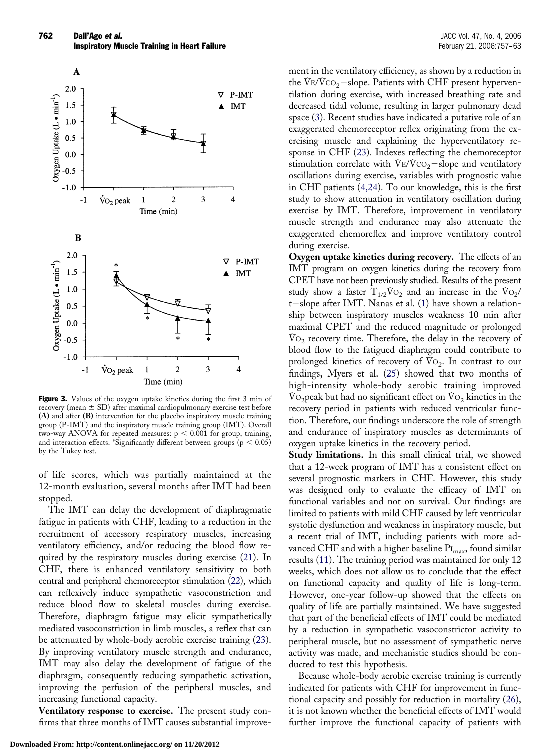**Figure 3.** Values of the oxygen uptake kinetics during the first 3 min of recovery (mean ± SD) after maximal cardiopulmonary exercise test before **(A)** and after **(B)** intervention for the placebo inspiratory muscle training group (P-IMT) and the inspiratory muscle training group (IMT). Overall two-way ANOVA for repeated measures: $p < 0.001$ for group, training, and interaction effects. *Significantly different between groups ($p < 0.05$) by the Tukey test.

of life scores, which was partially maintained at the 12-month evaluation, several months after IMT had been stopped.

The IMT can delay the development of diaphragmatic fatigue in patients with CHF, leading to a reduction in the recruitment of accessory respiratory muscles, increasing ventilatory efficiency, and/or reducing the blood flow required by the respiratory muscles during exercise (21). In CHF, there is enhanced ventilatory sensitivity to both central and peripheral chemoreceptor stimulation (22), which can reflexively induce sympathetic vasoconstriction and reduce blood flow to skeletal muscles during exercise. Therefore, diaphragm fatigue may elicit sympathetically mediated vasoconstriction in limb muscles, a reflex that can be attenuated by whole-body aerobic exercise training (23). By improving ventilatory muscle strength and endurance, IMT may also delay the development of fatigue of the diaphragm, consequently reducing sympathetic activation, improving the perfusion of the peripheral muscles, and increasing functional capacity.

**Ventilatory response to exercise.** The present study confirms that three months of IMT causes substantial improvement in the ventilatory efficiency, as shown by a reduction in the $\dot{V}E/\dot{V}CO_2$−slope. Patients with CHF present hyperventilation during exercise, with increased breathing rate and decreased tidal volume, resulting in larger pulmonary dead space (3). Recent studies have indicated a putative role of an exaggerated chemoreceptor reflex originating from the exercising muscle and explaining the hyperventilatory response in CHF (23). Indexes reflecting the chemoreceptor stimulation correlate with $\dot{V}E/\dot{V}CO_2$−slope and ventilatory oscillations during exercise, variables with prognostic value in CHF patients (4,24). To our knowledge, this is the first study to show attenuation in ventilatory oscillation during exercise by IMT. Therefore, improvement in ventilatory muscle strength and endurance may also attenuate the exaggerated chemoreflex and improve ventilatory control during exercise.

**Oxygen uptake kinetics during recovery.** The effects of an IMT program on oxygen kinetics during the recovery from CPET have not been previously studied. Results of the present study show a faster $T_{1/2}\dot{V}O_2$ and an increase in the $\dot{V}O_2$/t−slope after IMT. Nanas et al. (1) have shown a relationship between inspiratory muscles weakness 10 min after maximal CPET and the reduced magnitude or prolonged $\dot{V}O_2$ recovery time. Therefore, the delay in the recovery of blood flow to the fatigued diaphragm could contribute to prolonged kinetics of recovery of $\dot{V}O_2$. In contrast to our findings, Myers et al. (25) showed that two months of high-intensity whole-body aerobic training improved $\dot{V}O_2$peak but had no significant effect on $\dot{V}O_2$ kinetics in the recovery period in patients with reduced ventricular function. Therefore, our findings underscore the role of strength and endurance of inspiratory muscles as determinants of oxygen uptake kinetics in the recovery period.

**Study limitations.** In this small clinical trial, we showed that a 12-week program of IMT has a consistent effect on several prognostic markers in CHF. However, this study was designed only to evaluate the efficacy of IMT on functional variables and not on survival. Our findings are limited to patients with mild CHF caused by left ventricular systolic dysfunction and weakness in inspiratory muscle, but a recent trial of IMT, including patients with more advanced CHF and with a higher baseline $PI_{max}$, found similar results (11). The training period was maintained for only 12 weeks, which does not allow us to conclude that the effect on functional capacity and quality of life is long-term. However, one-year follow-up showed that the effects on quality of life are partially maintained. We have suggested that part of the beneficial effects of IMT could be mediated by a reduction in sympathetic vasoconstrictor activity to peripheral muscle, but no assessment of sympathetic nerve activity was made, and mechanistic studies should be conducted to test this hypothesis.

Because whole-body aerobic exercise training is currently indicated for patients with CHF for improvement in functional capacity and possibly for reduction in mortality (26), it is not known whether the beneficial effects of IMT would further improve the functional capacity of patients with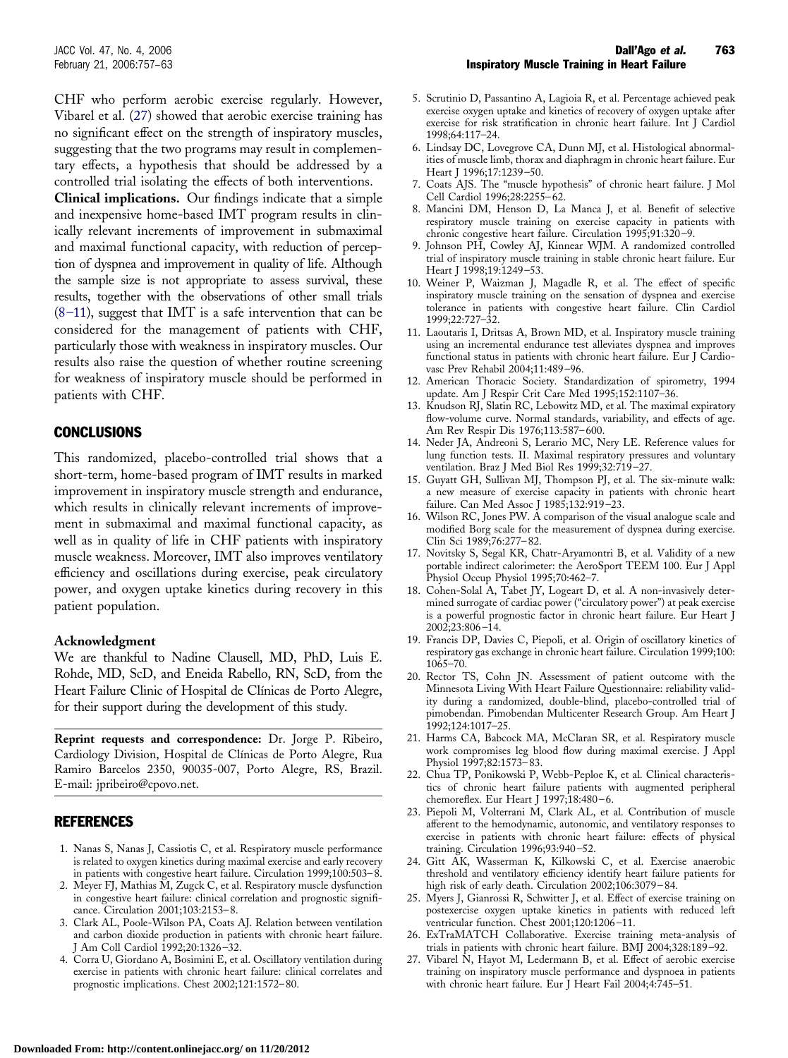CHF who perform aerobic exercise regularly. However, Vibarel et al. (27) showed that aerobic exercise training has no significant effect on the strength of inspiratory muscles, suggesting that the two programs may result in complementary effects, a hypothesis that should be addressed by a controlled trial isolating the effects of both interventions.

**Clinical implications.** Our findings indicate that a simple and inexpensive home-based IMT program results in clinically relevant increments of improvement in submaximal and maximal functional capacity, with reduction of perception of dyspnea and improvement in quality of life. Although the sample size is not appropriate to assess survival, these results, together with the observations of other small trials (8–11), suggest that IMT is a safe intervention that can be considered for the management of patients with CHF, particularly those with weakness in inspiratory muscles. Our results also raise the question of whether routine screening for weakness of inspiratory muscle should be performed in patients with CHF.

## CONCLUSIONS

This randomized, placebo-controlled trial shows that a short-term, home-based program of IMT results in marked improvement in inspiratory muscle strength and endurance, which results in clinically relevant increments of improvement in submaximal and maximal functional capacity, as well as in quality of life in CHF patients with inspiratory muscle weakness. Moreover, IMT also improves ventilatory efficiency and oscillations during exercise, peak circulatory power, and oxygen uptake kinetics during recovery in this patient population.

### Acknowledgment

We are thankful to Nadine Clausell, MD, PhD, Luis E. Rohde, MD, ScD, and Eneida Rabello, RN, ScD, from the Heart Failure Clinic of Hospital de Clínicas de Porto Alegre, for their support during the development of this study.

**Reprint requests and correspondence:** Dr. Jorge P. Ribeiro, Cardiology Division, Hospital de Clínicas de Porto Alegre, Rua Ramiro Barcelos 2350, 90035-007, Porto Alegre, RS, Brazil. E-mail: jpribeiro@cpovo.net.

## REFERENCES

1. Nanas S, Nanas J, Cassiotis C, et al. Respiratory muscle performance is related to oxygen kinetics during maximal exercise and early recovery in patients with congestive heart failure. Circulation 1999;100:503–8.
2. Meyer FJ, Mathias M, Zugck C, et al. Respiratory muscle dysfunction in congestive heart failure: clinical correlation and prognostic significance. Circulation 2001;103:2153–8.
3. Clark AL, Poole-Wilson PA, Coats AJ. Relation between ventilation and carbon dioxide production in patients with chronic heart failure. J Am Coll Cardiol 1992;20:1326–32.
4. Corra U, Giordano A, Bosimini E, et al. Oscillatory ventilation during exercise in patients with chronic heart failure: clinical correlates and prognostic implications. Chest 2002;121:1572–80.
5. Scrutinio D, Passantino A, Lagioia R, et al. Percentage achieved peak exercise oxygen uptake and kinetics of recovery of oxygen uptake after exercise for risk stratification in chronic heart failure. Int J Cardiol 1998;64:117–24.
6. Lindsay DC, Lovegrove CA, Dunn MJ, et al. Histological abnormalities of muscle limb, thorax and diaphragm in chronic heart failure. Eur Heart J 1996;17:1239–50.
7. Coats AJS. The "muscle hypothesis" of chronic heart failure. J Mol Cell Cardiol 1996;28:2255–62.
8. Mancini DM, Henson D, La Manca J, et al. Benefit of selective respiratory muscle training on exercise capacity in patients with chronic congestive heart failure. Circulation 1995;91:320–9.
9. Johnson PH, Cowley AJ, Kinnear WJM. A randomized controlled trial of inspiratory muscle training in stable chronic heart failure. Eur Heart J 1998;19:1249–53.
10. Weiner P, Waizman J, Magadle R, et al. The effect of specific inspiratory muscle training on the sensation of dyspnea and exercise tolerance in patients with congestive heart failure. Clin Cardiol 1999;22:727–32.
11. Laoutaris I, Dritsas A, Brown MD, et al. Inspiratory muscle training using an incremental endurance test alleviates dyspnea and improves functional status in patients with chronic heart failure. Eur J Cardiovasc Prev Rehabil 2004;11:489–96.
12. American Thoracic Society. Standardization of spirometry, 1994 update. Am J Respir Crit Care Med 1995;152:1107–36.
13. Knudson RJ, Slatin RC, Lebowitz MD, et al. The maximal expiratory flow-volume curve. Normal standards, variability, and effects of age. Am Rev Respir Dis 1976;113:587–600.
14. Neder JA, Andreoni S, Lerario MC, Nery LE. Reference values for lung function tests. II. Maximal respiratory pressures and voluntary ventilation. Braz J Med Biol Res 1999;32:719–27.
15. Guyatt GH, Sullivan MJ, Thompson PJ, et al. The six-minute walk: a new measure of exercise capacity in patients with chronic heart failure. Can Med Assoc J 1985;132:919–23.
16. Wilson RC, Jones PW. A comparison of the visual analogue scale and modified Borg scale for the measurement of dyspnea during exercise. Clin Sci 1989;76:277–82.
17. Novitsky S, Segal KR, Chatr-Aryamontri B, et al. Validity of a new portable indirect calorimeter: the AeroSport TEEM 100. Eur J Appl Physiol Occup Physiol 1995;70:462–7.
18. Cohen-Solal A, Tabet JY, Logeart D, et al. A non-invasively determined surrogate of cardiac power ("circulatory power") at peak exercise is a powerful prognostic factor in chronic heart failure. Eur Heart J 2002;23:806–14.
19. Francis DP, Davies C, Piepoli, et al. Origin of oscillatory kinetics of respiratory gas exchange in chronic heart failure. Circulation 1999;100:1065–70.
20. Rector TS, Cohn JN. Assessment of patient outcome with the Minnesota Living With Heart Failure Questionnaire: reliability validity during a randomized, double-blind, placebo-controlled trial of pimobendan. Pimobendan Multicenter Research Group. Am Heart J 1992;124:1017–25.
21. Harms CA, Babcock MA, McClaran SR, et al. Respiratory muscle work compromises leg blood flow during maximal exercise. J Appl Physiol 1997;82:1573–83.
22. Chua TP, Ponikowski P, Webb-Peploe K, et al. Clinical characteristics of chronic heart failure patients with augmented peripheral chemoreflex. Eur Heart J 1997;18:480–6.
23. Piepoli M, Volterrani M, Clark AL, et al. Contribution of muscle afferent to the hemodynamic, autonomic, and ventilatory responses to exercise in patients with chronic heart failure: effects of physical training. Circulation 1996;93:940–52.
24. Gitt AK, Wasserman K, Kilkowski C, et al. Exercise anaerobic threshold and ventilatory efficiency identify heart failure patients for high risk of early death. Circulation 2002;106:3079–84.
25. Myers J, Gianrossi R, Schwitter J, et al. Effect of exercise training on postexercise oxygen uptake kinetics in patients with reduced left ventricular function. Chest 2001;120:1206–11.
26. ExTraMATCH Collaborative. Exercise training meta-analysis of trials in patients with chronic heart failure. BMJ 2004;328:189–92.
27. Vibarel N, Hayot M, Ledermann B, et al. Effect of aerobic exercise training on inspiratory muscle performance and dyspnoea in patients with chronic heart failure. Eur J Heart Fail 2004;4:745–51.